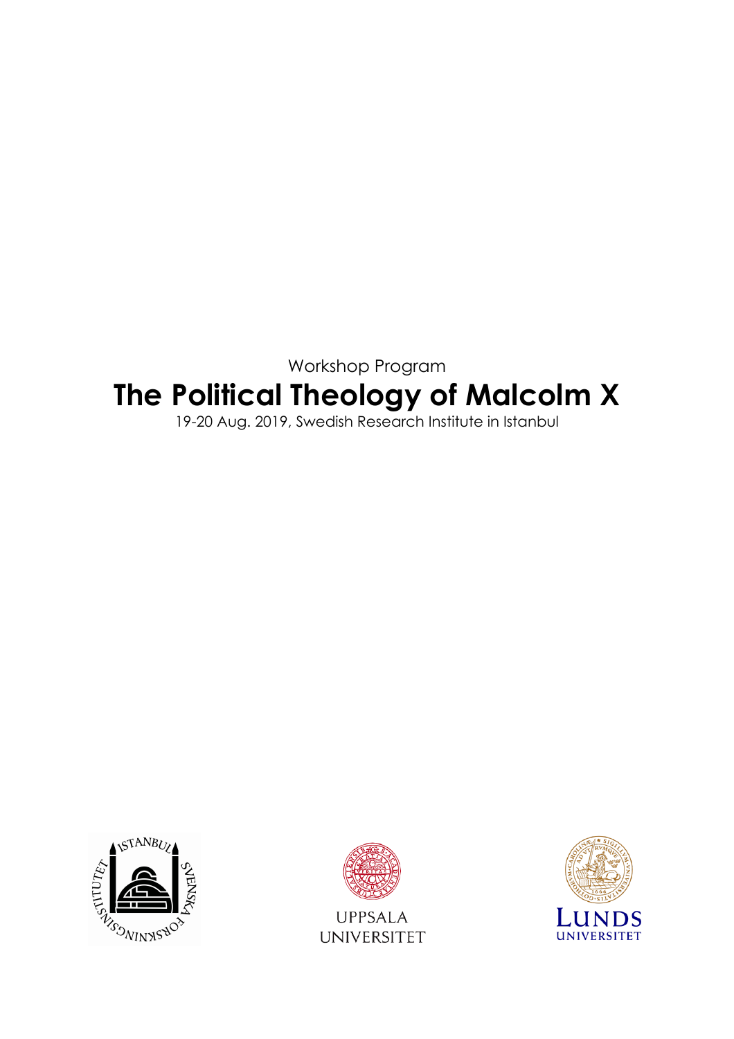Workshop Program

# The Political Theology of Malcolm X

19-20 Aug. 2019, Swedish Research Institute in Istanbul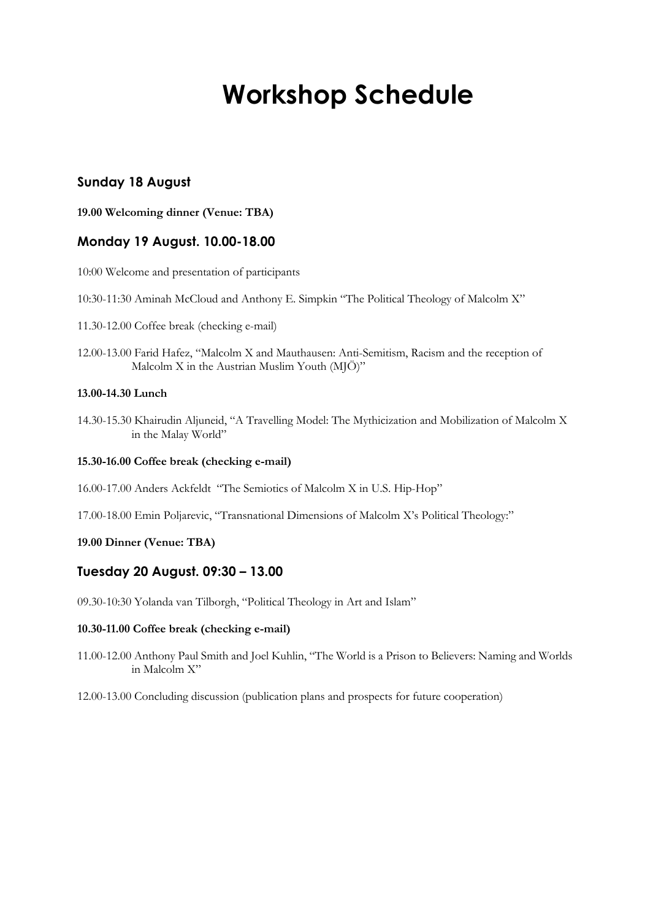# Workshop Schedule

## Sunday 18 August

**19.00 Welcoming dinner (Venue: TBA)**

## Monday 19 August. 10.00-18.00

10:00 Welcome and presentation of participants

10:30-11:30 Aminah McCloud and Anthony E. Simpkin "The Political Theology of Malcolm X"

11.30-12.00 Coffee break (checking e-mail)

12.00-13.00 Farid Hafez, "Malcolm X and Mauthausen: Anti-Semitism, Racism and the reception of Malcolm X in the Austrian Muslim Youth (MJÖ)"

**13.00-14.30 Lunch**

14.30-15.30 Khairudin Aljuneid, "A Travelling Model: The Mythicization and Mobilization of Malcolm X in the Malay World"

**15.30-16.00 Coffee break (checking e-mail)**

16.00-17.00 Anders Ackfeldt "The Semiotics of Malcolm X in U.S. Hip-Hop"

17.00-18.00 Emin Poljarevic, "Transnational Dimensions of Malcolm X's Political Theology:"

**19.00 Dinner (Venue: TBA)**

## Tuesday 20 August. 09:30 – 13.00

09.30-10:30 Yolanda van Tilborgh, "Political Theology in Art and Islam"

**10.30-11.00 Coffee break (checking e-mail)**

11.00-12.00 Anthony Paul Smith and Joel Kuhlin, "The World is a Prison to Believers: Naming and Worlds in Malcolm X"

12.00-13.00 Concluding discussion (publication plans and prospects for future cooperation)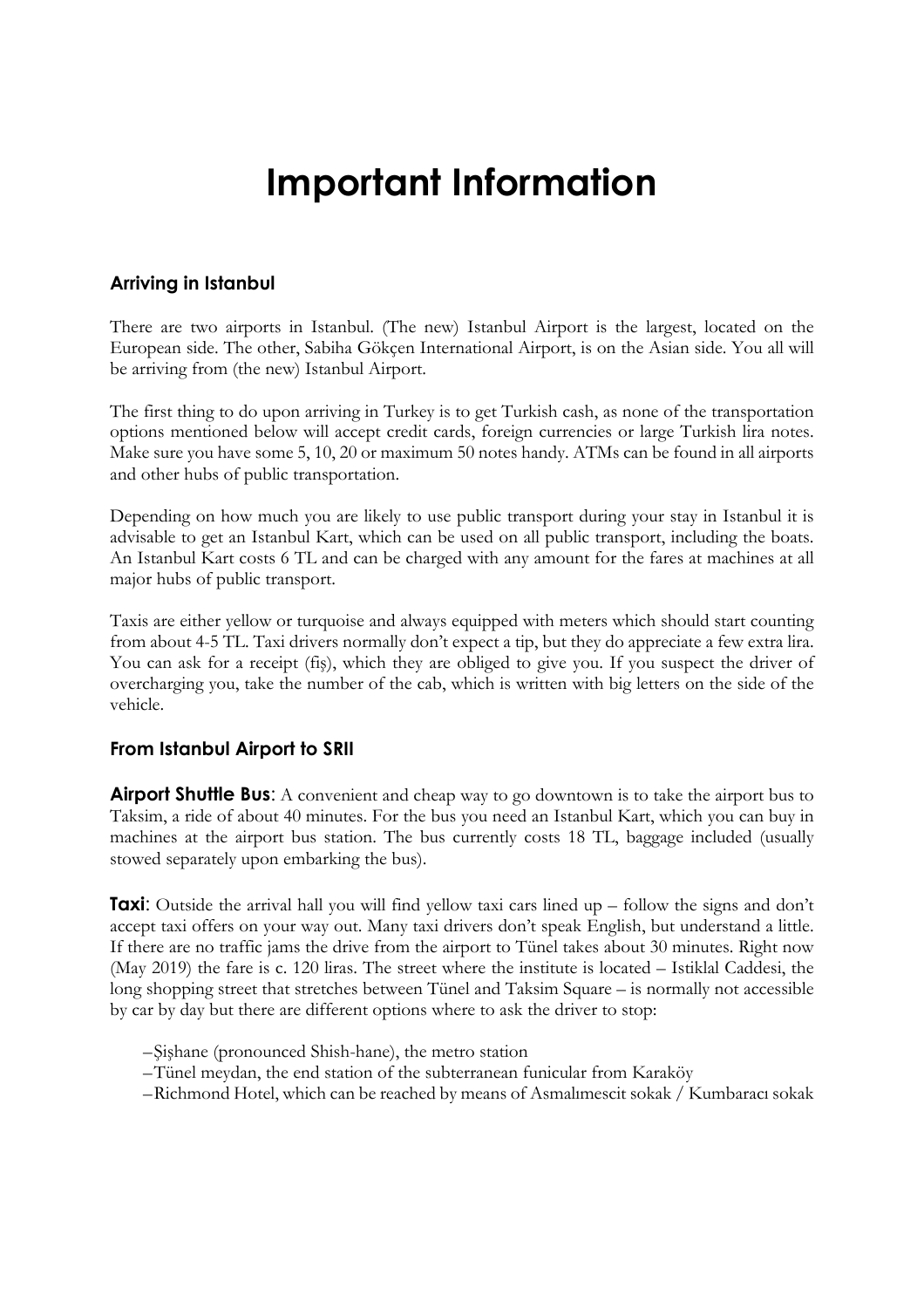# Important Information

## Arriving in Istanbul

There are two airports in Istanbul. (The new) Istanbul Airport is the largest, located on the European side. The other, Sabiha Gökçen International Airport, is on the Asian side. You all will be arriving from (the new) Istanbul Airport.

The first thing to do upon arriving in Turkey is to get Turkish cash, as none of the transportation options mentioned below will accept credit cards, foreign currencies or large Turkish lira notes. Make sure you have some 5, 10, 20 or maximum 50 notes handy. ATMs can be found in all airports and other hubs of public transportation.

Depending on how much you are likely to use public transport during your stay in Istanbul it is advisable to get an Istanbul Kart, which can be used on all public transport, including the boats. An Istanbul Kart costs 6 TL and can be charged with any amount for the fares at machines at all major hubs of public transport.

Taxis are either yellow or turquoise and always equipped with meters which should start counting from about 4-5 TL. Taxi drivers normally don't expect a tip, but they do appreciate a few extra lira. You can ask for a receipt (fiş), which they are obliged to give you. If you suspect the driver of overcharging you, take the number of the cab, which is written with big letters on the side of the vehicle.

## From Istanbul Airport to SRII

**Airport Shuttle Bus**: A convenient and cheap way to go downtown is to take the airport bus to Taksim, a ride of about 40 minutes. For the bus you need an Istanbul Kart, which you can buy in machines at the airport bus station. The bus currently costs 18 TL, baggage included (usually stowed separately upon embarking the bus).

**Taxi**: Outside the arrival hall you will find yellow taxi cars lined up – follow the signs and don't accept taxi offers on your way out. Many taxi drivers don't speak English, but understand a little. If there are no traffic jams the drive from the airport to Tünel takes about 30 minutes. Right now (May 2019) the fare is c. 120 liras. The street where the institute is located – Istiklal Caddesi, the long shopping street that stretches between Tünel and Taksim Square – is normally not accessible by car by day but there are different options where to ask the driver to stop:

- Şişhane (pronounced Shish-hane), the metro station
- Tünel meydan, the end station of the subterranean funicular from Karaköy
- Richmond Hotel, which can be reached by means of Asmalımescit sokak / Kumbaracı sokak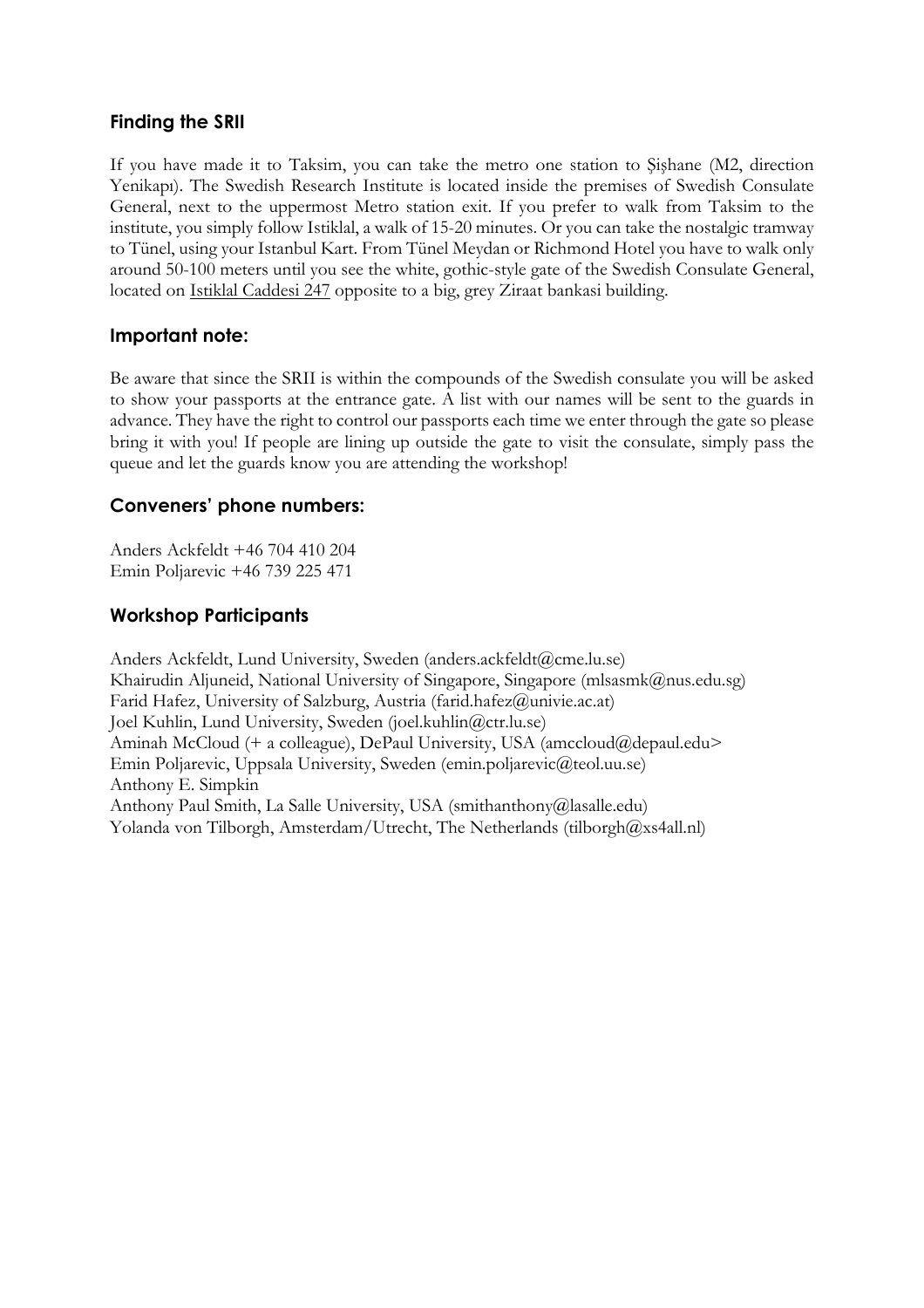## Finding the SRII

If you have made it to Taksim, you can take the metro one station to Şişhane (M2, direction Yenikapı). The Swedish Research Institute is located inside the premises of Swedish Consulate General, next to the uppermost Metro station exit. If you prefer to walk from Taksim to the institute, you simply follow Istiklal, a walk of 15-20 minutes. Or you can take the nostalgic tramway to Tünel, using your Istanbul Kart. From Tünel Meydan or Richmond Hotel you have to walk only around 50-100 meters until you see the white, gothic-style gate of the Swedish Consulate General, located on Istiklal Caddesi 247 opposite to a big, grey Ziraat bankasi building.

## Important note:

Be aware that since the SRII is within the compounds of the Swedish consulate you will be asked to show your passports at the entrance gate. A list with our names will be sent to the guards in advance. They have the right to control our passports each time we enter through the gate so please bring it with you! If people are lining up outside the gate to visit the consulate, simply pass the queue and let the guards know you are attending the workshop!

## Conveners' phone numbers:

Anders Ackfeldt +46 704 410 204
Emin Poljarevic +46 739 225 471

## Workshop Participants

Anders Ackfeldt, Lund University, Sweden (anders.ackfeldt@cme.lu.se)
Khairudin Aljuneid, National University of Singapore, Singapore (mlsasmk@nus.edu.sg)
Farid Hafez, University of Salzburg, Austria (farid.hafez@univie.ac.at)
Joel Kuhlin, Lund University, Sweden (joel.kuhlin@ctr.lu.se)
Aminah McCloud (+ a colleague), DePaul University, USA (amccloud@depaul.edu>
Emin Poljarevic, Uppsala University, Sweden (emin.poljarevic@teol.uu.se)
Anthony E. Simpkin
Anthony Paul Smith, La Salle University, USA (smithanthony@lasalle.edu)
Yolanda von Tilborgh, Amsterdam/Utrecht, The Netherlands (tilborgh@xs4all.nl)